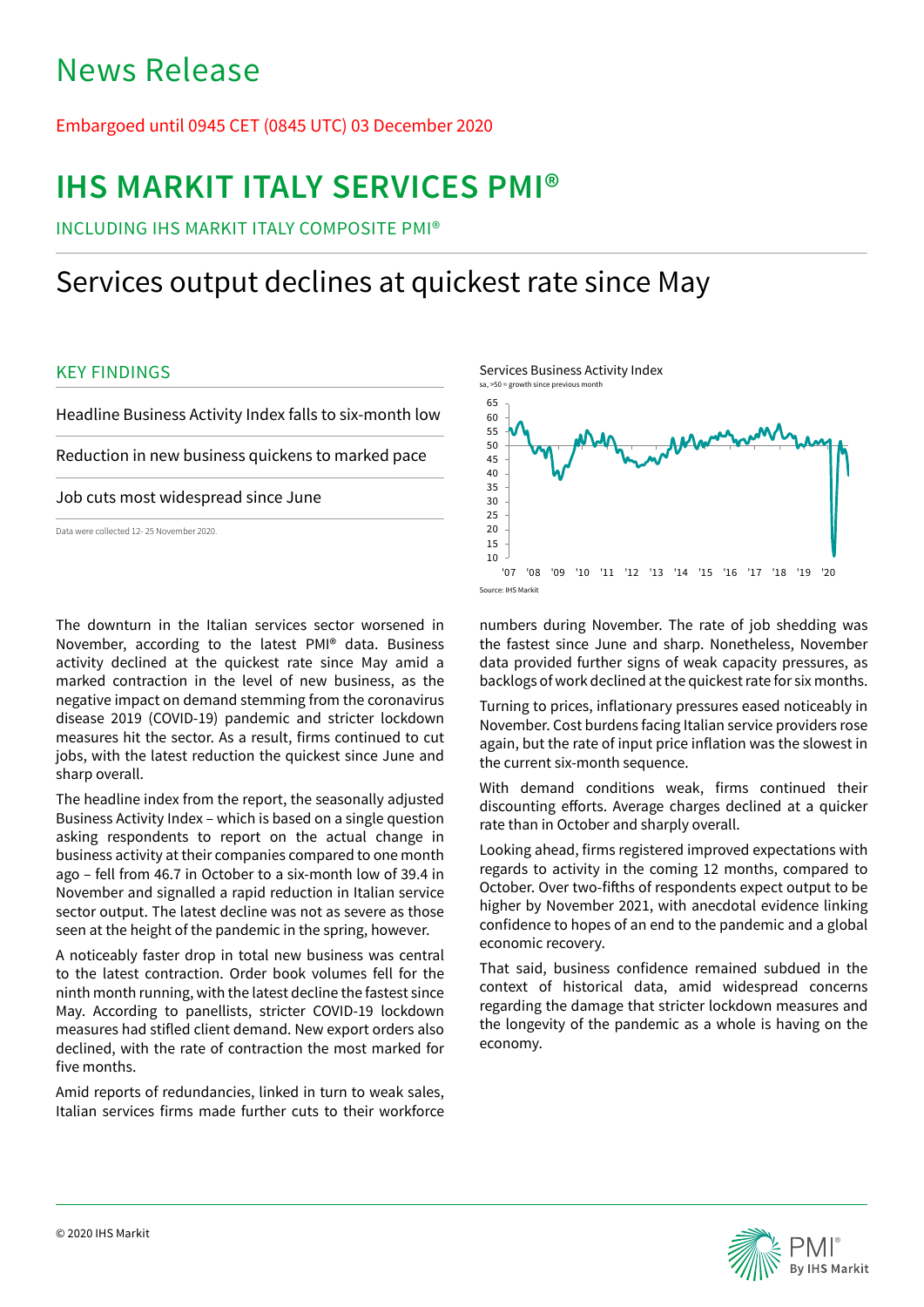# News Release

Embargoed until 0945 CET (0845 UTC) 03 December 2020

# IHS MARKIT ITALY SERVICES PMI®

INCLUDING IHS MARKIT ITALY COMPOSITE PMI®

## Services output declines at quickest rate since May

### KEY FINDINGS

Headline Business Activity Index falls to six-month low

Reduction in new business quickens to marked pace

Job cuts most widespread since June

Data were collected 12- 25 November 2020.

Services Business Activity Index
sa, >50 = growth since previous month

Source: IHS Markit

The downturn in the Italian services sector worsened in November, according to the latest PMI® data. Business activity declined at the quickest rate since May amid a marked contraction in the level of new business, as the negative impact on demand stemming from the coronavirus disease 2019 (COVID-19) pandemic and stricter lockdown measures hit the sector. As a result, firms continued to cut jobs, with the latest reduction the quickest since June and sharp overall.

The headline index from the report, the seasonally adjusted Business Activity Index – which is based on a single question asking respondents to report on the actual change in business activity at their companies compared to one month ago – fell from 46.7 in October to a six-month low of 39.4 in November and signalled a rapid reduction in Italian service sector output. The latest decline was not as severe as those seen at the height of the pandemic in the spring, however.

A noticeably faster drop in total new business was central to the latest contraction. Order book volumes fell for the ninth month running, with the latest decline the fastest since May. According to panellists, stricter COVID-19 lockdown measures had stifled client demand. New export orders also declined, with the rate of contraction the most marked for five months.

Amid reports of redundancies, linked in turn to weak sales, Italian services firms made further cuts to their workforce numbers during November. The rate of job shedding was the fastest since June and sharp. Nonetheless, November data provided further signs of weak capacity pressures, as backlogs of work declined at the quickest rate for six months.

Turning to prices, inflationary pressures eased noticeably in November. Cost burdens facing Italian service providers rose again, but the rate of input price inflation was the slowest in the current six-month sequence.

With demand conditions weak, firms continued their discounting efforts. Average charges declined at a quicker rate than in October and sharply overall.

Looking ahead, firms registered improved expectations with regards to activity in the coming 12 months, compared to October. Over two-fifths of respondents expect output to be higher by November 2021, with anecdotal evidence linking confidence to hopes of an end to the pandemic and a global economic recovery.

That said, business confidence remained subdued in the context of historical data, amid widespread concerns regarding the damage that stricter lockdown measures and the longevity of the pandemic as a whole is having on the economy.

© 2020 IHS Markit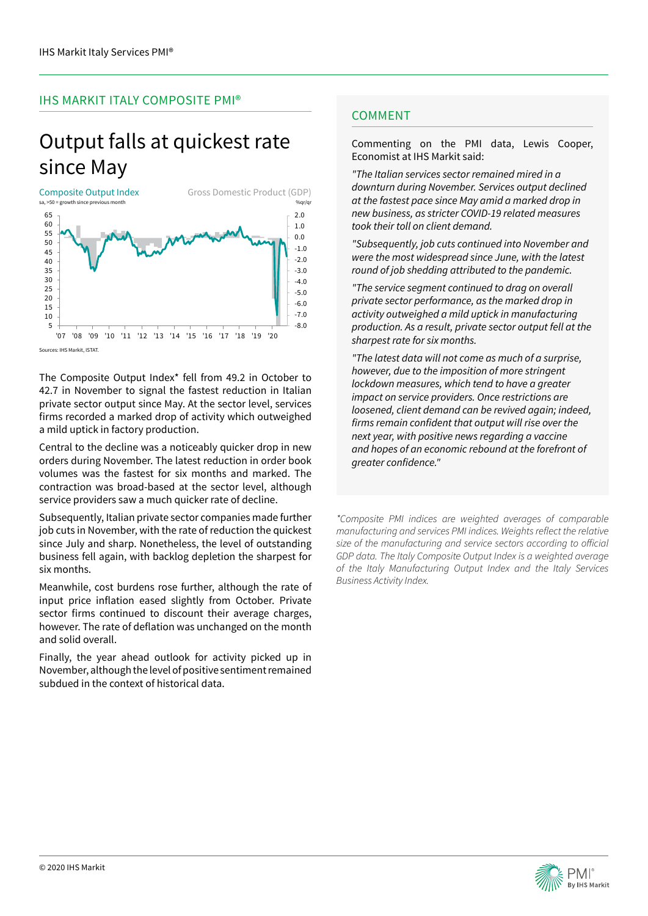## IHS MARKIT ITALY COMPOSITE PMI®

# Output falls at quickest rate since May

Composite Output Index
sa, >50 = growth since previous month

Gross Domestic Product (GDP)
%qr/qr

Sources: IHS Markit, ISTAT.

The Composite Output Index* fell from 49.2 in October to 42.7 in November to signal the fastest reduction in Italian private sector output since May. At the sector level, services firms recorded a marked drop of activity which outweighed a mild uptick in factory production.

Central to the decline was a noticeably quicker drop in new orders during November. The latest reduction in order book volumes was the fastest for six months and marked. The contraction was broad-based at the sector level, although service providers saw a much quicker rate of decline.

Subsequently, Italian private sector companies made further job cuts in November, with the rate of reduction the quickest since July and sharp. Nonetheless, the level of outstanding business fell again, with backlog depletion the sharpest for six months.

Meanwhile, cost burdens rose further, although the rate of input price inflation eased slightly from October. Private sector firms continued to discount their average charges, however. The rate of deflation was unchanged on the month and solid overall.

Finally, the year ahead outlook for activity picked up in November, although the level of positive sentiment remained subdued in the context of historical data.

## COMMENT

Commenting on the PMI data, Lewis Cooper, Economist at IHS Markit said:

*"The Italian services sector remained mired in a downturn during November. Services output declined at the fastest pace since May amid a marked drop in new business, as stricter COVID-19 related measures took their toll on client demand.*

*"Subsequently, job cuts continued into November and were the most widespread since June, with the latest round of job shedding attributed to the pandemic.*

*"The service segment continued to drag on overall private sector performance, as the marked drop in activity outweighed a mild uptick in manufacturing production. As a result, private sector output fell at the sharpest rate for six months.*

*"The latest data will not come as much of a surprise, however, due to the imposition of more stringent lockdown measures, which tend to have a greater impact on service providers. Once restrictions are loosened, client demand can be revived again; indeed, firms remain confident that output will rise over the next year, with positive news regarding a vaccine and hopes of an economic rebound at the forefront of greater confidence."*

*\*Composite PMI indices are weighted averages of comparable manufacturing and services PMI indices. Weights reflect the relative size of the manufacturing and service sectors according to official GDP data. The Italy Composite Output Index is a weighted average of the Italy Manufacturing Output Index and the Italy Services Business Activity Index.*

© 2020 IHS Markit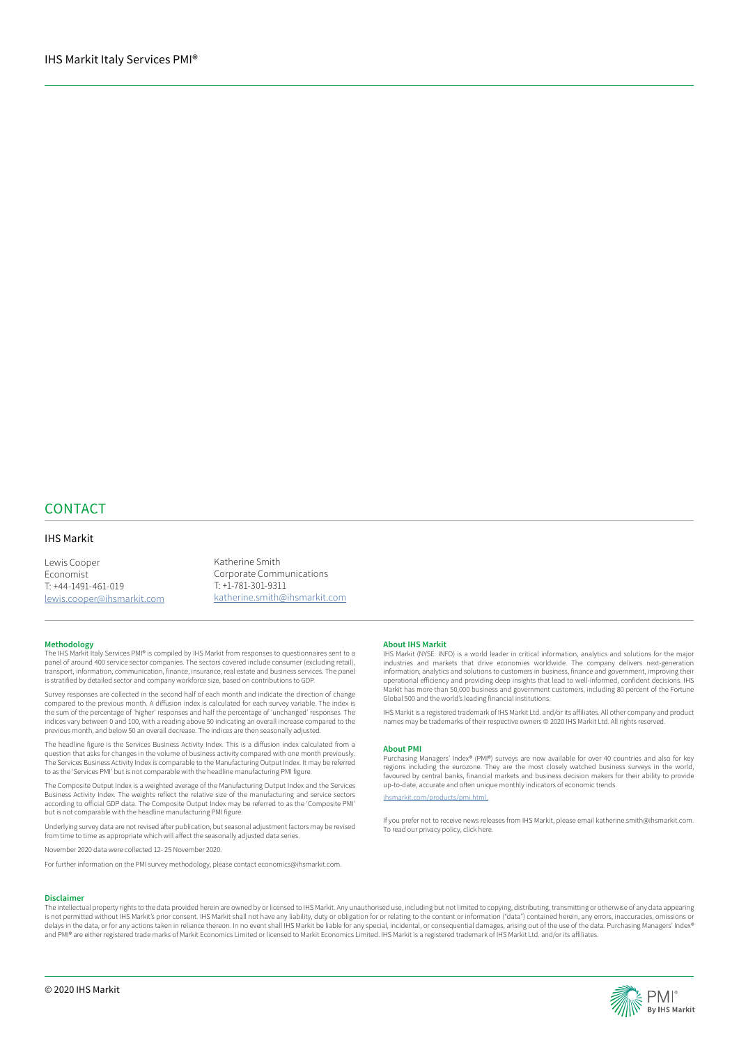## CONTACT

### IHS Markit

Lewis Cooper
Economist
T: +44-1491-461-019
lewis.cooper@ihsmarkit.com

Katherine Smith
Corporate Communications
T: +1-781-301-9311
katherine.smith@ihsmarkit.com

**Methodology**

The IHS Markit Italy Services PMI® is compiled by IHS Markit from responses to questionnaires sent to a panel of around 400 service sector companies. The sectors covered include consumer (excluding retail), transport, information, communication, finance, insurance, real estate and business services. The panel is stratified by detailed sector and company workforce size, based on contributions to GDP.

Survey responses are collected in the second half of each month and indicate the direction of change compared to the previous month. A diffusion index is calculated for each survey variable. The index is the sum of the percentage of 'higher' responses and half the percentage of 'unchanged' responses. The indices vary between 0 and 100, with a reading above 50 indicating an overall increase compared to the previous month, and below 50 an overall decrease. The indices are then seasonally adjusted.

The headline figure is the Services Business Activity Index. This is a diffusion index calculated from a question that asks for changes in the volume of business activity compared with one month previously. The Services Business Activity Index is comparable to the Manufacturing Output Index. It may be referred to as the 'Services PMI' but is not comparable with the headline manufacturing PMI figure.

The Composite Output Index is a weighted average of the Manufacturing Output Index and the Services Business Activity Index. The weights reflect the relative size of the manufacturing and service sectors according to official GDP data. The Composite Output Index may be referred to as the 'Composite PMI' but is not comparable with the headline manufacturing PMI figure.

Underlying survey data are not revised after publication, but seasonal adjustment factors may be revised from time to time as appropriate which will affect the seasonally adjusted data series.

November 2020 data were collected 12-25 November 2020.

For further information on the PMI survey methodology, please contact economics@ihsmarkit.com.

**About IHS Markit**

IHS Markit (NYSE: INFO) is a world leader in critical information, analytics and solutions for the major industries and markets that drive economies worldwide. The company delivers next-generation information, analytics and solutions to customers in business, finance and government, improving their operational efficiency and providing deep insights that lead to well-informed, confident decisions. IHS Markit has more than 50,000 business and government customers, including 80 percent of the Fortune Global 500 and the world's leading financial institutions.

IHS Markit is a registered trademark of IHS Markit Ltd. and/or its affiliates. All other company and product names may be trademarks of their respective owners © 2020 IHS Markit Ltd. All rights reserved.

**About PMI**

Purchasing Managers' Index® (PMI®) surveys are now available for over 40 countries and also for key regions including the eurozone. They are the most closely watched business surveys in the world, favoured by central banks, financial markets and business decision makers for their ability to provide up-to-date, accurate and often unique monthly indicators of economic trends.

ihsmarkit.com/products/pmi.html.

If you prefer not to receive news releases from IHS Markit, please email katherine.smith@ihsmarkit.com. To read our privacy policy, click here.

**Disclaimer**

The intellectual property rights to the data provided herein are owned by or licensed to IHS Markit. Any unauthorised use, including but not limited to copying, distributing, transmitting or otherwise of any data appearing is not permitted without IHS Markit's prior consent. IHS Markit shall not have any liability, duty or obligation for or relating to the content or information ("data") contained herein, any errors, inaccuracies, omissions or delays in the data, or for any actions taken in reliance thereon. In no event shall IHS Markit be liable for any special, incidental, or consequential damages, arising out of the use of the data. Purchasing Managers' Index® and PMI® are either registered trade marks of Markit Economics Limited or licensed to Markit Economics Limited. IHS Markit is a registered trademark of IHS Markit Ltd. and/or its affiliates.

© 2020 IHS Markit